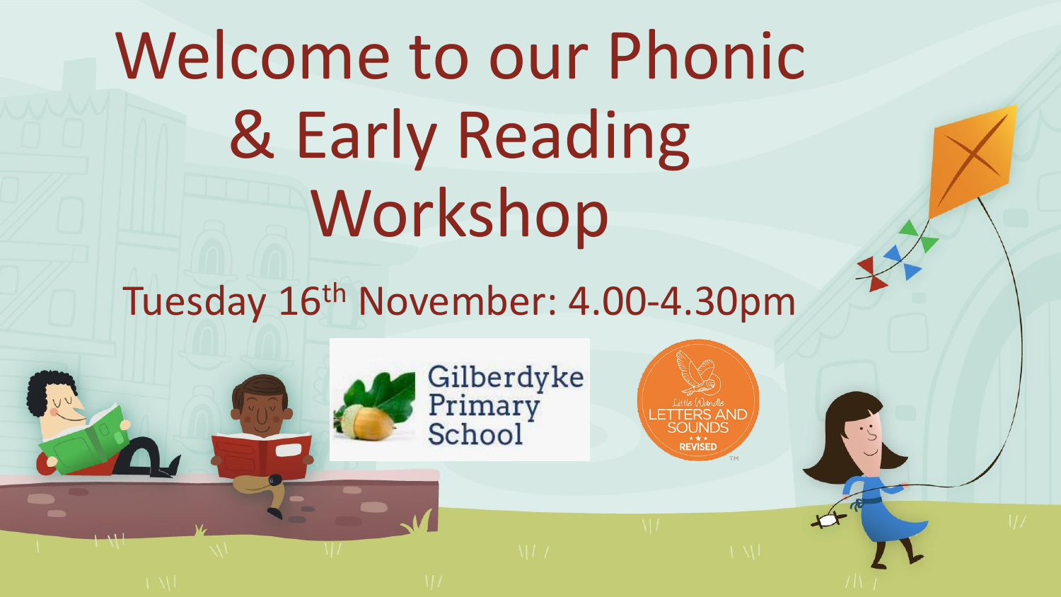# Welcome to our Phonic & Early Reading Workshop

Tuesday 16th November: 4.00-4.30pm

Gilberdyke Primary School

Little Wandle LETTERS AND SOUNDS REVISED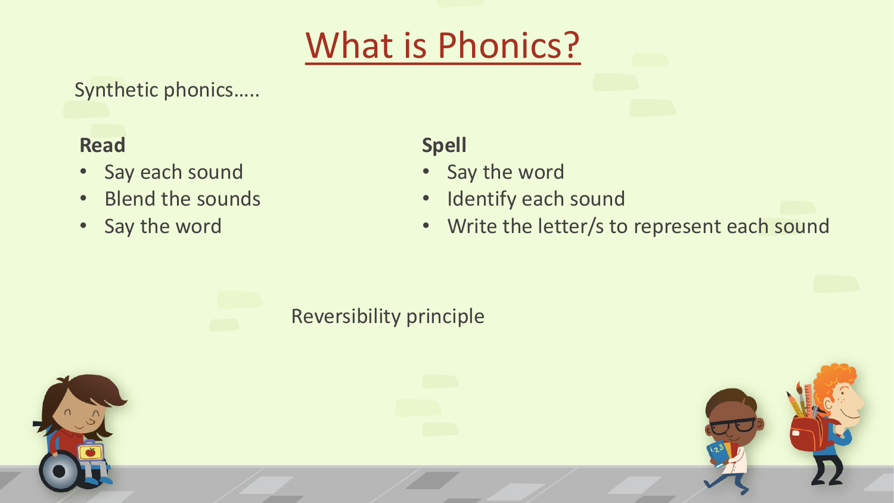# What is Phonics?

Synthetic phonics…..

**Read**

- Say each sound
- Blend the sounds
- Say the word

**Spell**

- Say the word
- Identify each sound
- Write the letter/s to represent each sound

Reversibility principle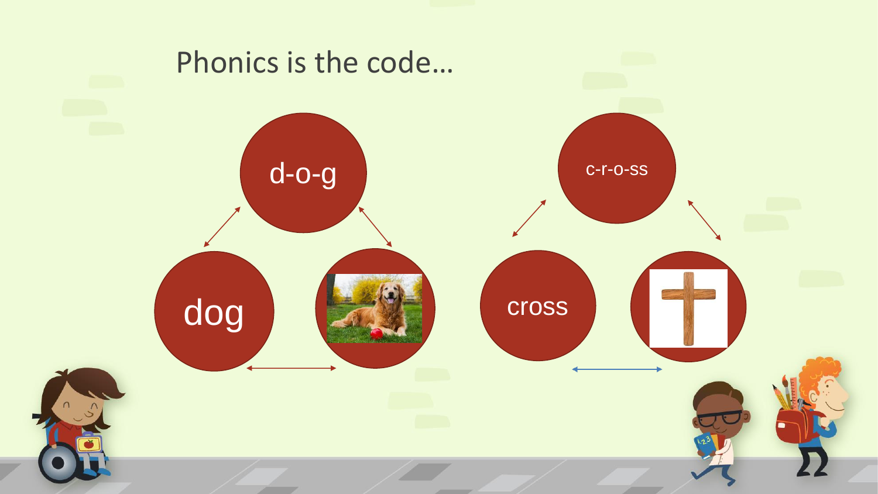# Phonics is the code…

d-o-g

dog

c-r-o-ss

cross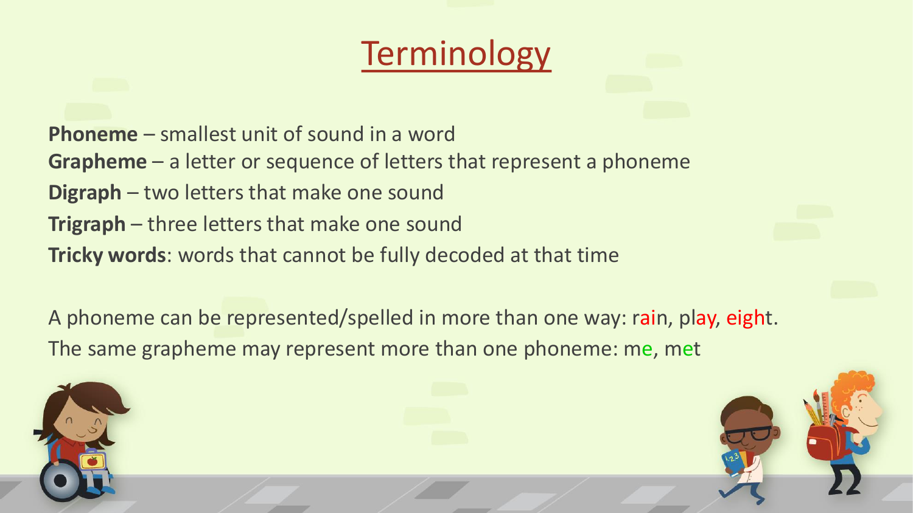# Terminology

**Phoneme** – smallest unit of sound in a word
**Grapheme** – a letter or sequence of letters that represent a phoneme
**Digraph** – two letters that make one sound
**Trigraph** – three letters that make one sound
**Tricky words**: words that cannot be fully decoded at that time

A phoneme can be represented/spelled in more than one way: rain, play, eight.
The same grapheme may represent more than one phoneme: me, met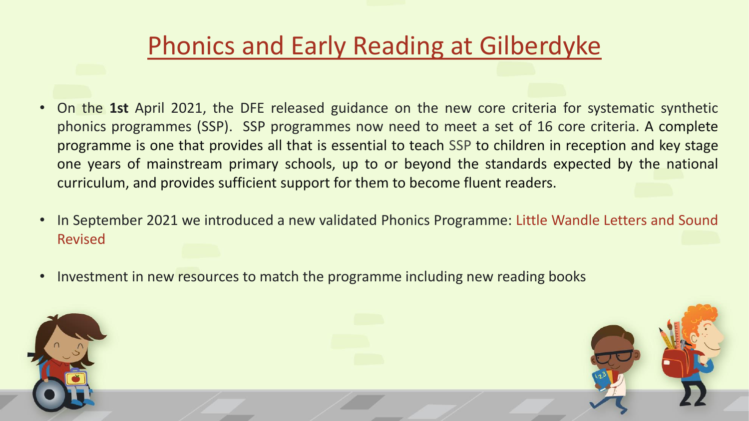# Phonics and Early Reading at Gilberdyke

- On the **1st** April 2021, the DFE released guidance on the new core criteria for systematic synthetic phonics programmes (SSP). SSP programmes now need to meet a set of 16 core criteria. A complete programme is one that provides all that is essential to teach SSP to children in reception and key stage one years of mainstream primary schools, up to or beyond the standards expected by the national curriculum, and provides sufficient support for them to become fluent readers.
- In September 2021 we introduced a new validated Phonics Programme: Little Wandle Letters and Sound Revised
- Investment in new resources to match the programme including new reading books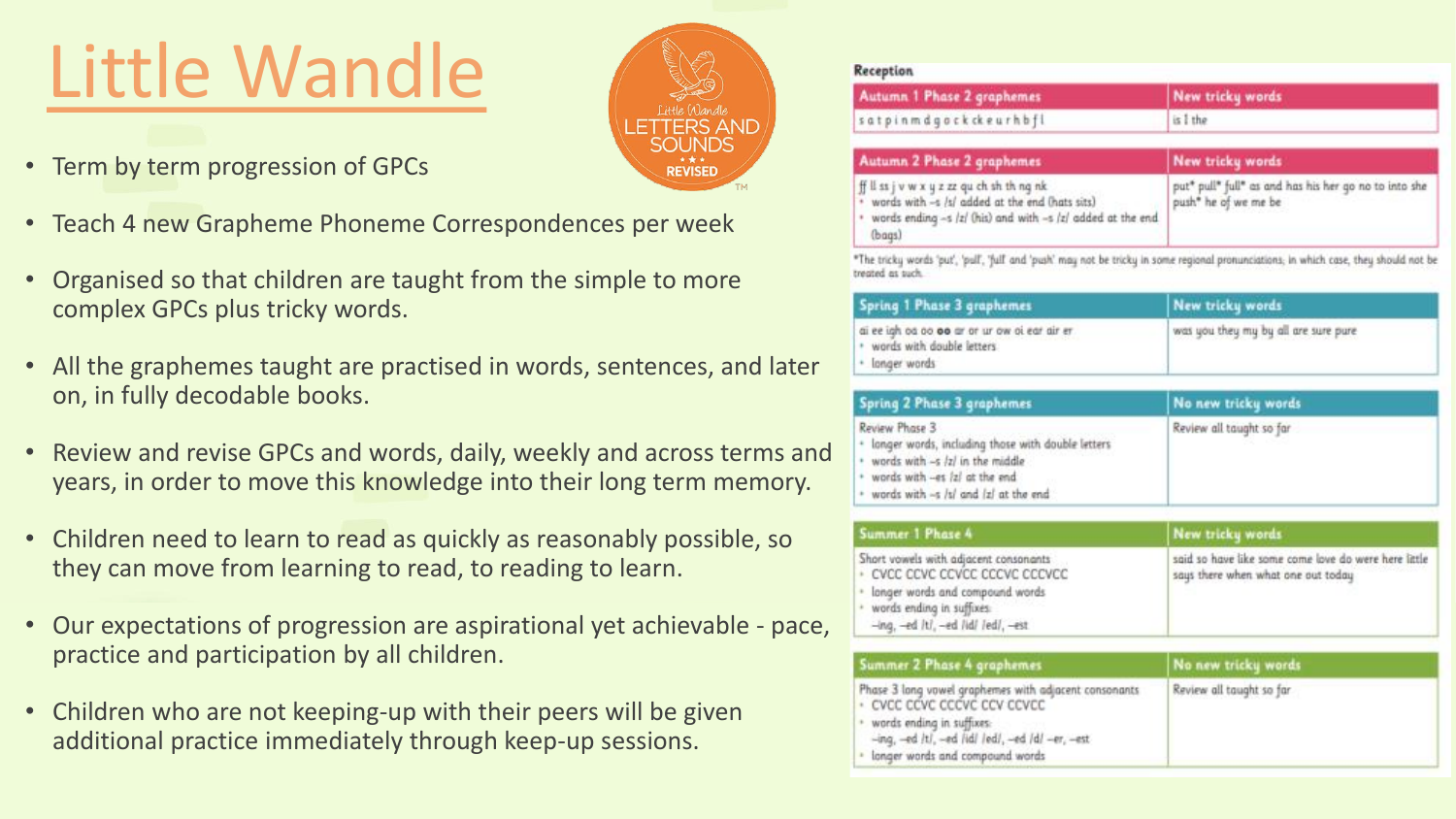# Little Wandle

Little Wandle LETTERS AND SOUNDS REVISED

- Term by term progression of GPCs
- Teach 4 new Grapheme Phoneme Correspondences per week
- Organised so that children are taught from the simple to more complex GPCs plus tricky words.
- All the graphemes taught are practised in words, sentences, and later on, in fully decodable books.
- Review and revise GPCs and words, daily, weekly and across terms and years, in order to move this knowledge into their long term memory.
- Children need to learn to read as quickly as reasonably possible, so they can move from learning to read, to reading to learn.
- Our expectations of progression are aspirational yet achievable - pace, practice and participation by all children.
- Children who are not keeping-up with their peers will be given additional practice immediately through keep-up sessions.

**Reception**

| Autumn 1 Phase 2 graphemes | New tricky words |
|---|---|
| s a t p i n m d g o c k ck e u r h b f l | is I the |

| Autumn 2 Phase 2 graphemes | New tricky words |
|---|---|
| ff ll ss j v w x y z zz qu ch sh th ng nk<br>• words with –s /s/ added at the end (hats sits)<br>• words ending –s /z/ (his) and with –s /z/ added at the end (bags) | put* pull* full* as and has his her go no to into she push* he of we me be |

*The tricky words 'put', 'pull', 'full' and 'push' may not be tricky in some regional pronunciations; in which case, they should not be treated as such.

| Spring 1 Phase 3 graphemes | New tricky words |
|---|---|
| ai ee igh oa oo **oo** ar or ur ow oi ear air er<br>• words with double letters<br>• longer words | was you they my by all are sure pure |

| Spring 2 Phase 3 graphemes | No new tricky words |
|---|---|
| Review Phase 3<br>• longer words, including those with double letters<br>• words with –s /z/ in the middle<br>• words with –es /z/ at the end<br>• words with –s /s/ and /z/ at the end | Review all taught so far |

| Summer 1 Phase 4 | New tricky words |
|---|---|
| Short vowels with adjacent consonants<br>• CVCC CCVC CCVCC CCCVC CCCVCC<br>• longer words and compound words<br>• words ending in suffixes:<br>–ing, –ed /t/, –ed /id/ /ed/, –est | said so have like some come love do were here little says there when what one out today |

| Summer 2 Phase 4 graphemes | No new tricky words |
|---|---|
| Phase 3 long vowel graphemes with adjacent consonants<br>• CVCC CCVC CCCVC CCV CCVCC<br>• words ending in suffixes:<br>–ing, –ed /t/, –ed /id/ /ed/, –ed /d/ –er, –est<br>• longer words and compound words | Review all taught so far |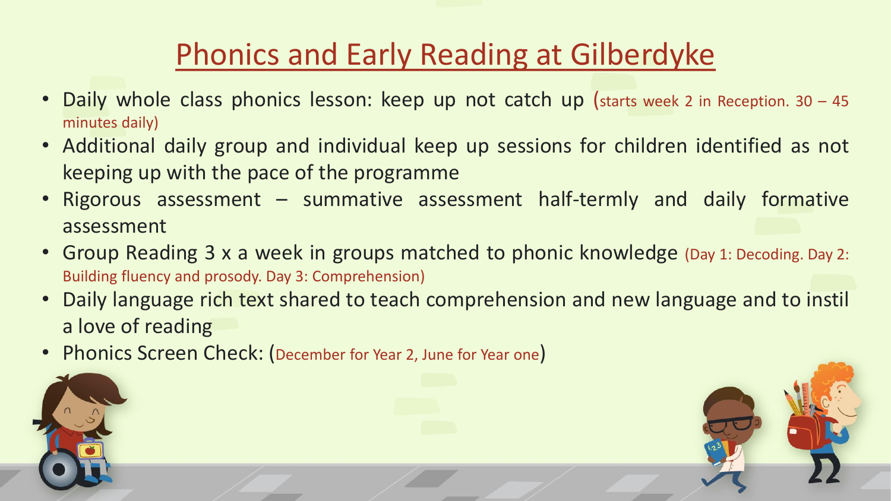# Phonics and Early Reading at Gilberdyke

- Daily whole class phonics lesson: keep up not catch up (starts week 2 in Reception. 30 – 45 minutes daily)
- Additional daily group and individual keep up sessions for children identified as not keeping up with the pace of the programme
- Rigorous assessment – summative assessment half-termly and daily formative assessment
- Group Reading 3 x a week in groups matched to phonic knowledge (Day 1: Decoding. Day 2: Building fluency and prosody. Day 3: Comprehension)
- Daily language rich text shared to teach comprehension and new language and to instil a love of reading
- Phonics Screen Check: (December for Year 2, June for Year one)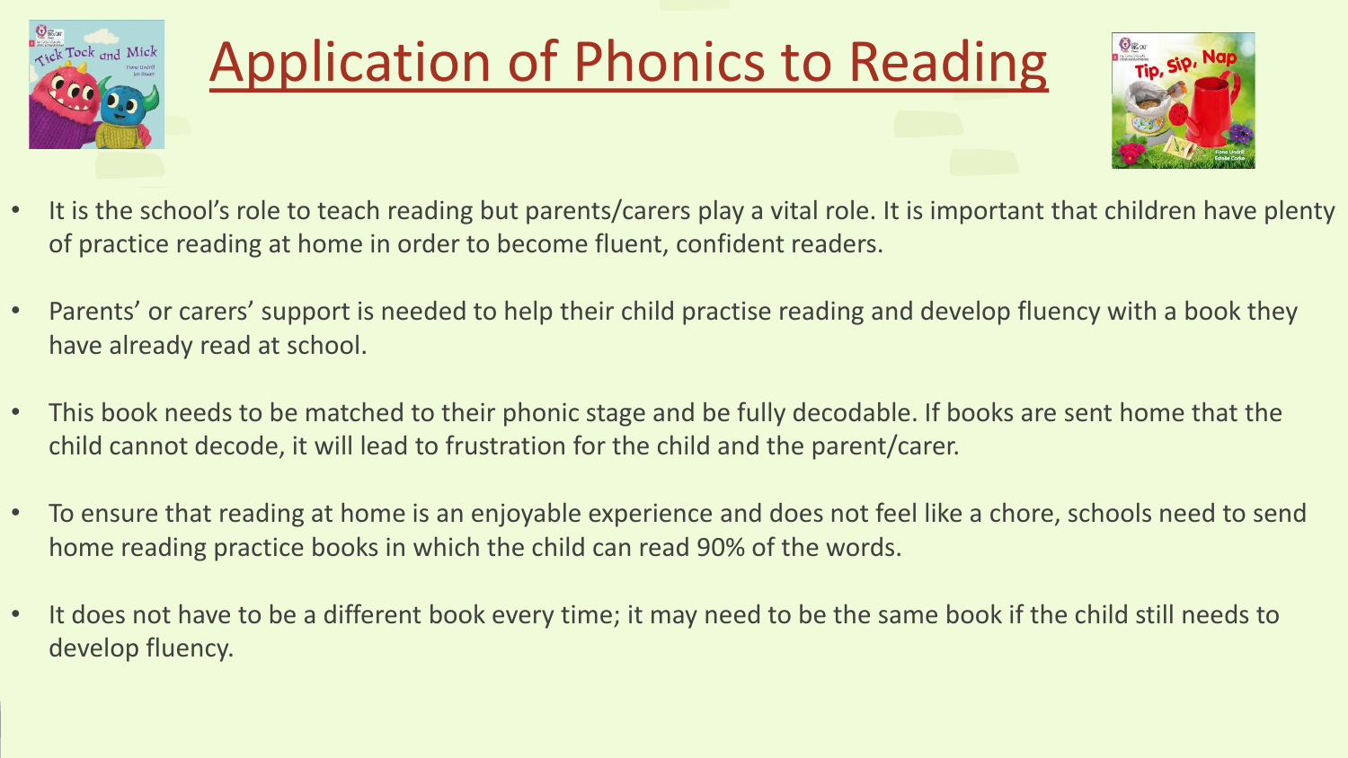# Application of Phonics to Reading

- It is the school's role to teach reading but parents/carers play a vital role. It is important that children have plenty of practice reading at home in order to become fluent, confident readers.
- Parents' or carers' support is needed to help their child practise reading and develop fluency with a book they have already read at school.
- This book needs to be matched to their phonic stage and be fully decodable. If books are sent home that the child cannot decode, it will lead to frustration for the child and the parent/carer.
- To ensure that reading at home is an enjoyable experience and does not feel like a chore, schools need to send home reading practice books in which the child can read 90% of the words.
- It does not have to be a different book every time; it may need to be the same book if the child still needs to develop fluency.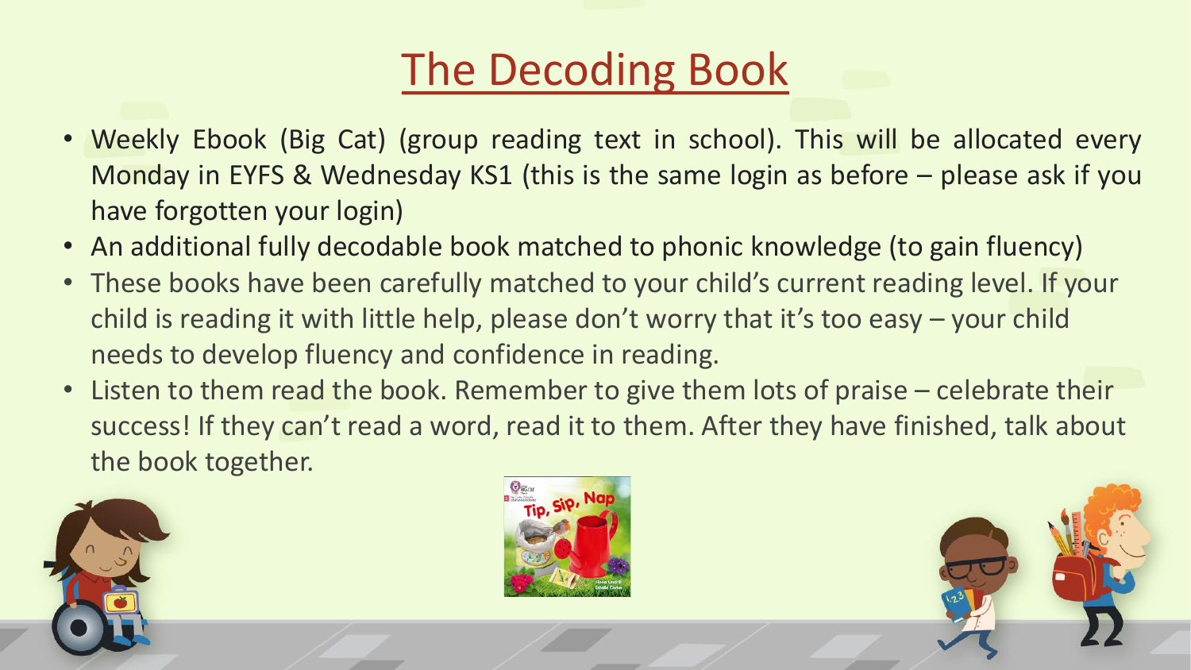# The Decoding Book

- Weekly Ebook (Big Cat) (group reading text in school). This will be allocated every Monday in EYFS & Wednesday KS1 (this is the same login as before – please ask if you have forgotten your login)
- An additional fully decodable book matched to phonic knowledge (to gain fluency)
- These books have been carefully matched to your child's current reading level. If your child is reading it with little help, please don't worry that it's too easy – your child needs to develop fluency and confidence in reading.
- Listen to them read the book. Remember to give them lots of praise – celebrate their success! If they can't read a word, read it to them. After they have finished, talk about the book together.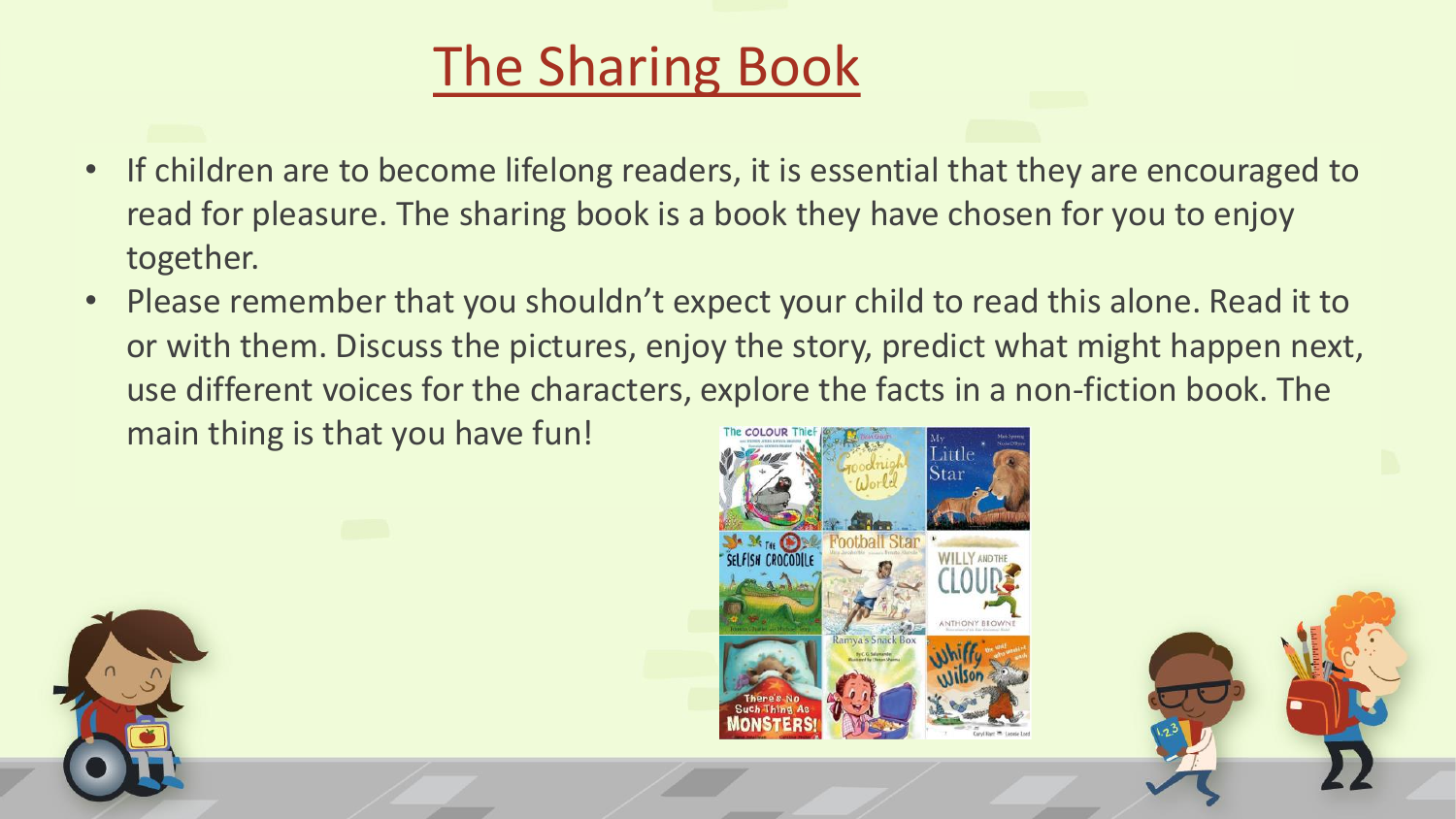# The Sharing Book

- If children are to become lifelong readers, it is essential that they are encouraged to read for pleasure. The sharing book is a book they have chosen for you to enjoy together.
- Please remember that you shouldn't expect your child to read this alone. Read it to or with them. Discuss the pictures, enjoy the story, predict what might happen next, use different voices for the characters, explore the facts in a non-fiction book. The main thing is that you have fun!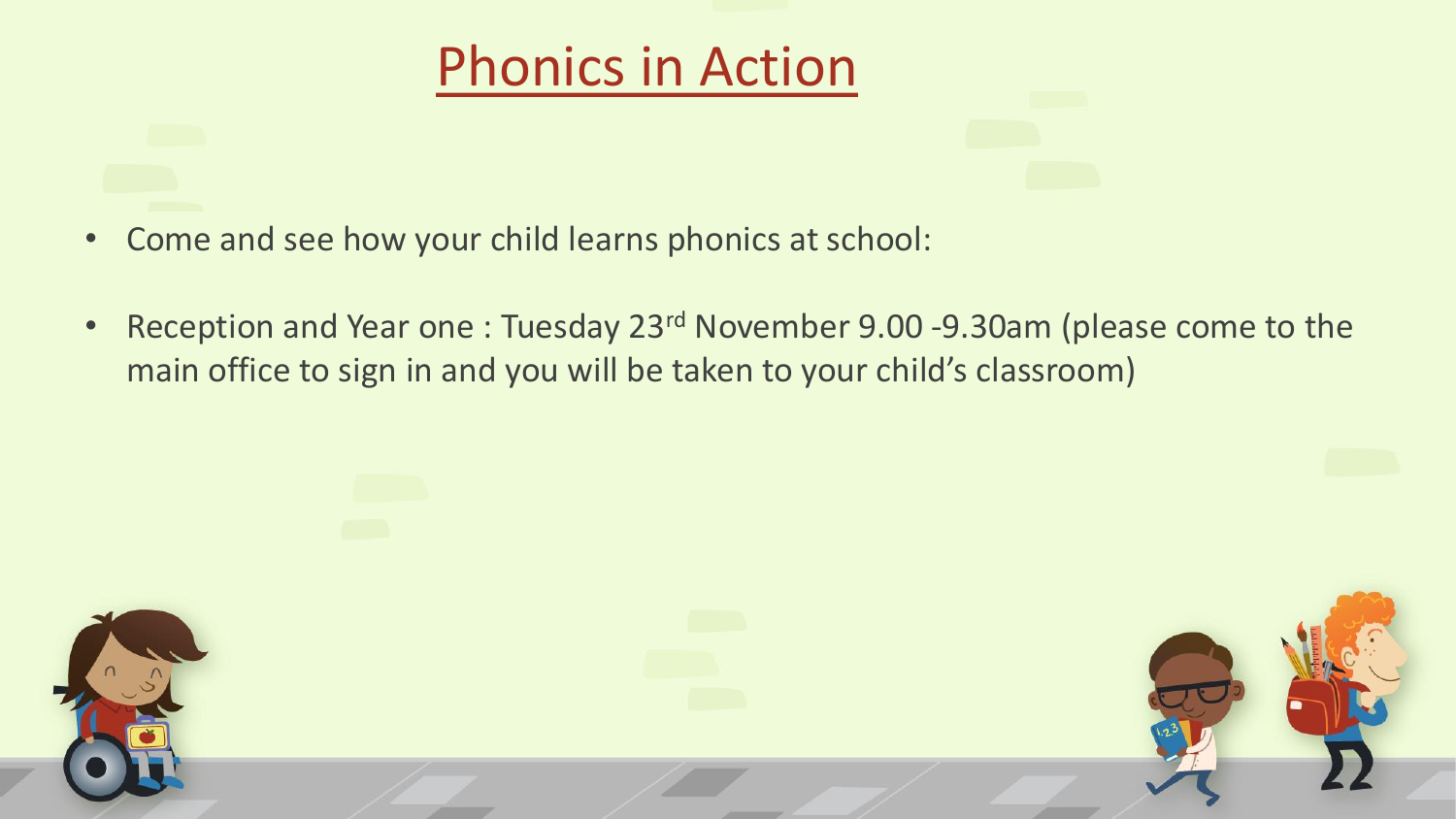# Phonics in Action

- Come and see how your child learns phonics at school:
- Reception and Year one : Tuesday 23rd November 9.00 -9.30am (please come to the main office to sign in and you will be taken to your child's classroom)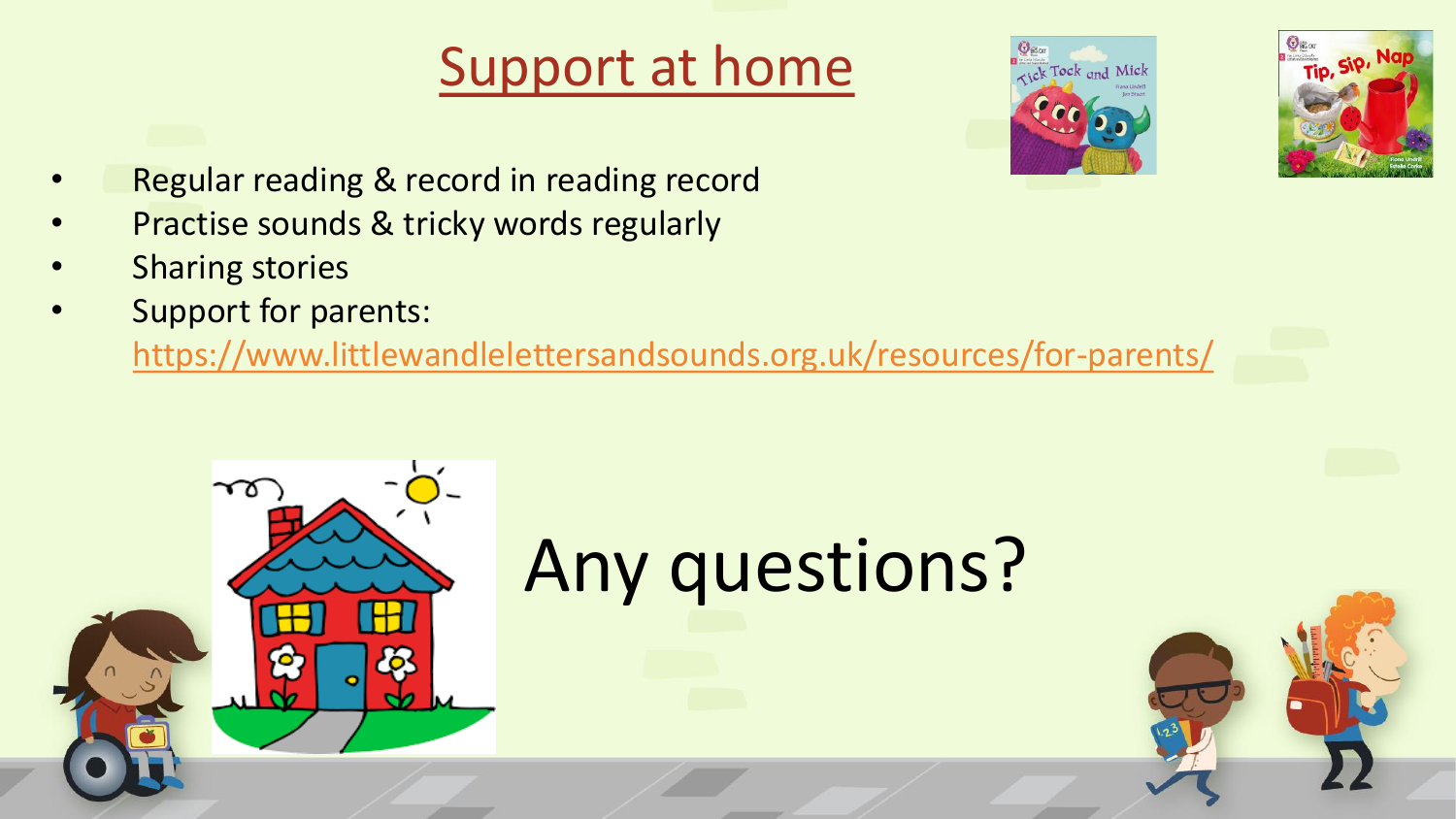# Support at home

- Regular reading & record in reading record
- Practise sounds & tricky words regularly
- Sharing stories
- Support for parents: https://www.littlewandlelettersandsounds.org.uk/resources/for-parents/

Any questions?